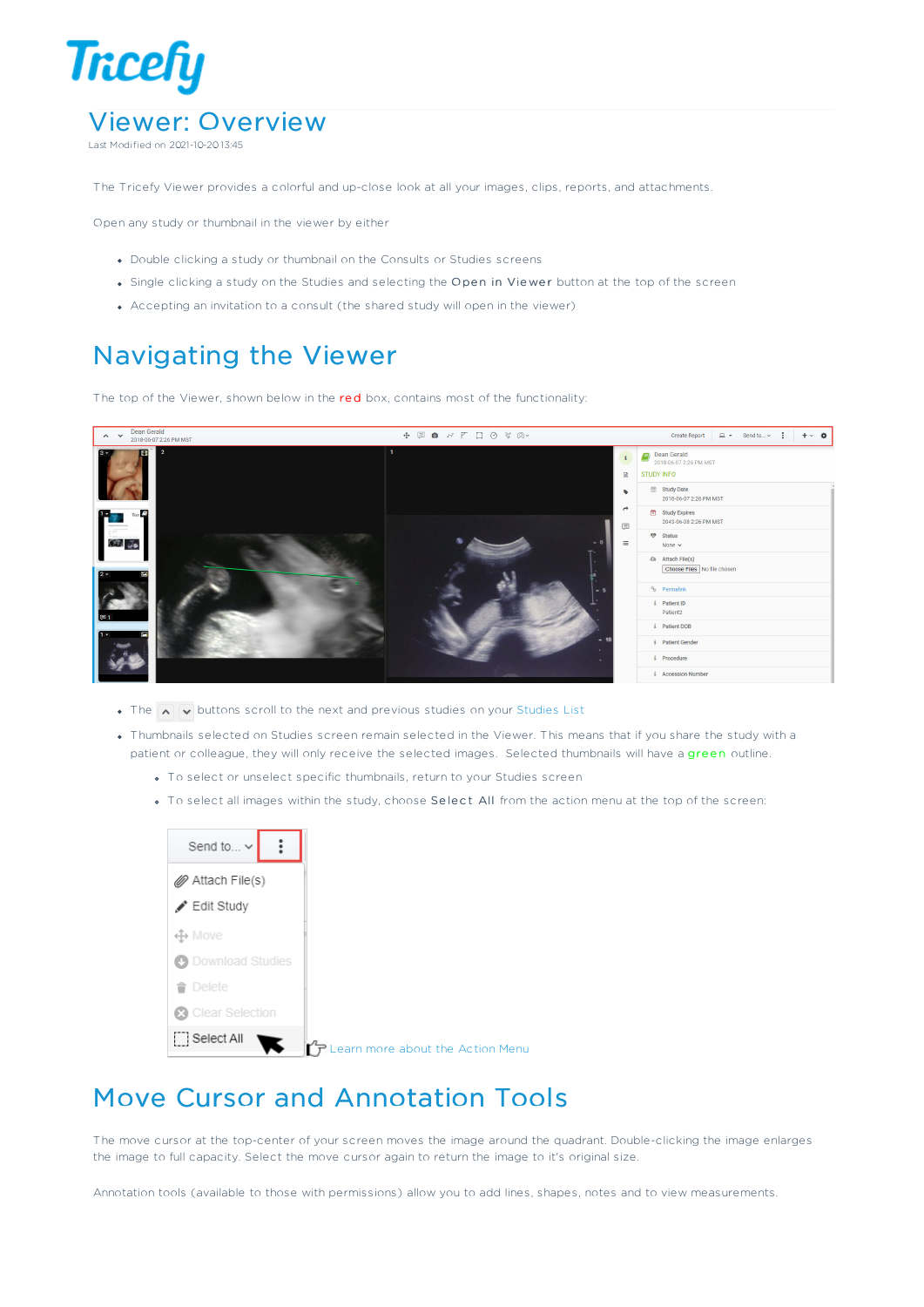# Viewer: Overview

Last Modified on 2021-10-20 13:45

The Tricefy Viewer provides a colorful and up-close look at all your images, clips, reports, and attachments.

Open any study or thumbnail in the viewer by either

- Double clicking a study or thumbnail on the Consults or Studies screens
- Single clicking a study on the Studies and selecting the **Open in Viewer** button at the top of the screen
- Accepting an invitation to a consult (the shared study will open in the viewer)

## Navigating the Viewer

The top of the Viewer, shown below in the red box, contains most of the functionality:

- The buttons scroll to the next and previous studies on your Studies List
- Thumbnails selected on Studies screen remain selected in the Viewer. This means that if you share the study with a patient or colleague, they will only receive the selected images. Selected thumbnails will have a green outline.
  - To select or unselect specific thumbnails, return to your Studies screen
  - To select all images within the study, choose **Select All** from the action menu at the top of the screen:

Learn more about the Action Menu

## Move Cursor and Annotation Tools

The move cursor at the top-center of your screen moves the image around the quadrant. Double-clicking the image enlarges the image to full capacity. Select the move cursor again to return the image to it's original size.

Annotation tools (available to those with permissions) allow you to add lines, shapes, notes and to view measurements.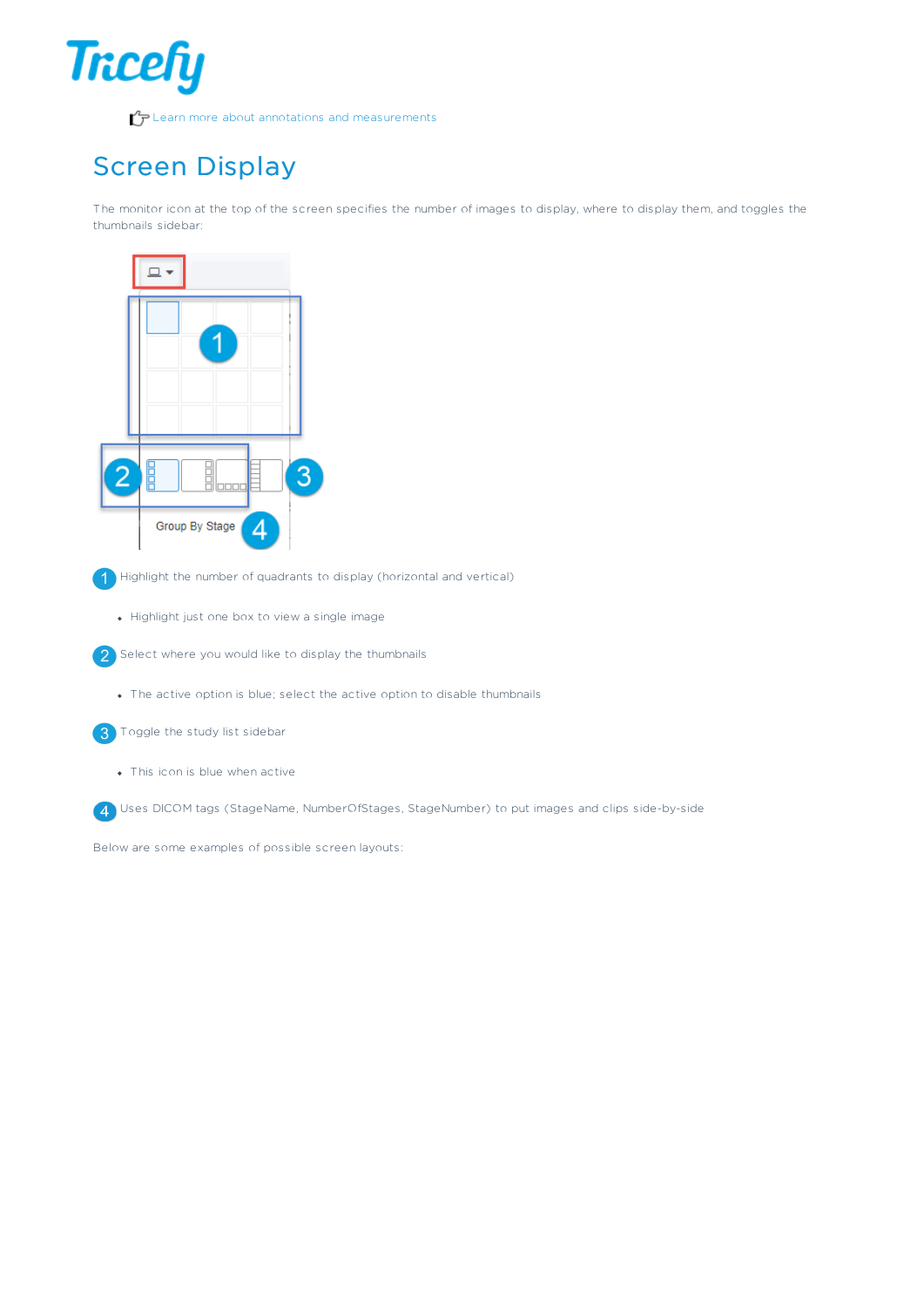Learn more about annotations and measurements

## Screen Display

The monitor icon at the top of the screen specifies the number of images to display, where to display them, and toggles the thumbnails sidebar:

1. Highlight the number of quadrants to display (horizontal and vertical)
   - Highlight just one box to view a single image
2. Select where you would like to display the thumbnails
   - The active option is blue; select the active option to disable thumbnails
3. Toggle the study list sidebar
   - This icon is blue when active
4. Uses DICOM tags (StageName, NumberOfStages, StageNumber) to put images and clips side-by-side

Below are some examples of possible screen layouts: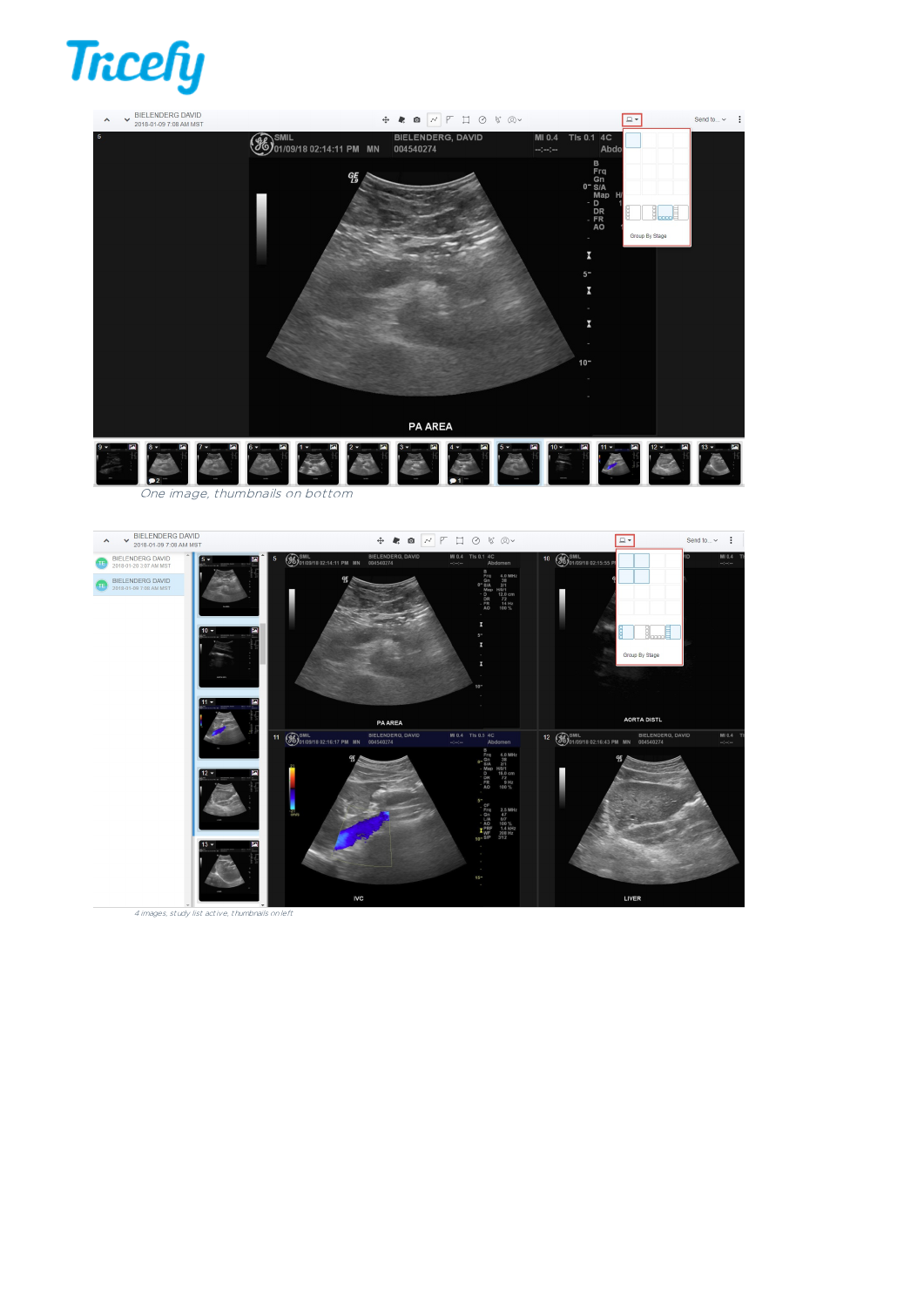One image, thumbnails on bottom

4 images, study list active, thumbnails on left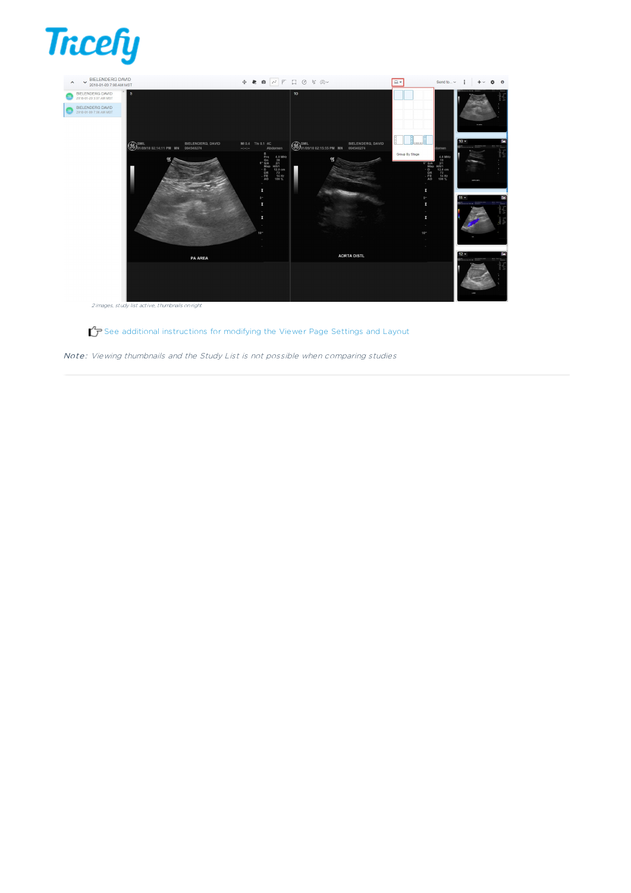*2 images, study list active, thumbnails on right*

☞ See additional instructions for modifying the Viewer Page Settings and Layout

Note: *Viewing thumbnails and the Study List is not possible when comparing studies*